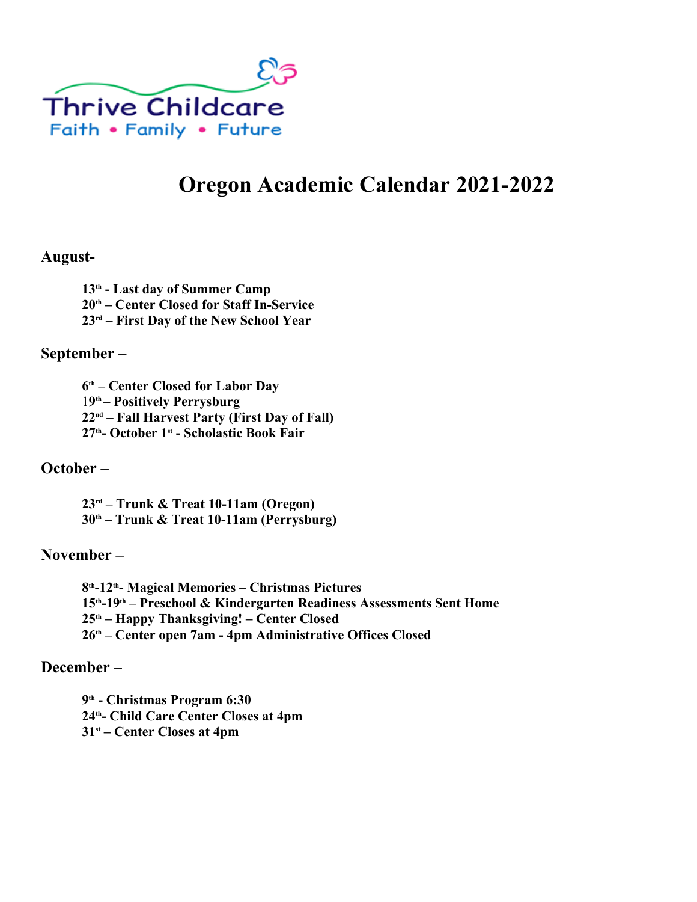Thrive Childcare

Faith • Family • Future

# Oregon Academic Calendar 2021-2022

## August-

**13th - Last day of Summer Camp**
**20th – Center Closed for Staff In-Service**
**23rd – First Day of the New School Year**

## September –

**6th – Center Closed for Labor Day**
**19th – Positively Perrysburg**
**22nd – Fall Harvest Party (First Day of Fall)**
**27th- October 1st - Scholastic Book Fair**

## October –

**23rd – Trunk & Treat 10-11am (Oregon)**
**30th – Trunk & Treat 10-11am (Perrysburg)**

## November –

**8th-12th- Magical Memories – Christmas Pictures**
**15th-19th – Preschool & Kindergarten Readiness Assessments Sent Home**
**25th – Happy Thanksgiving! – Center Closed**
**26th – Center open 7am - 4pm Administrative Offices Closed**

## December –

**9th - Christmas Program 6:30**
**24th- Child Care Center Closes at 4pm**
**31st – Center Closes at 4pm**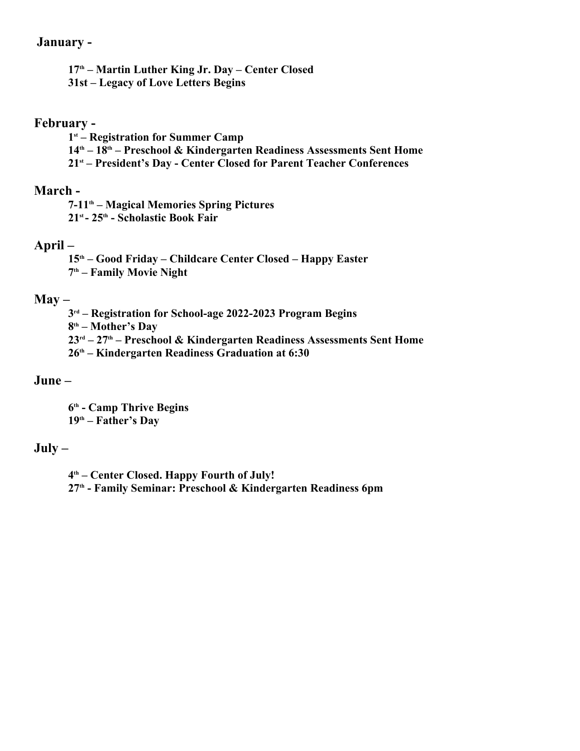**January -**

**17th – Martin Luther King Jr. Day – Center Closed**
**31st – Legacy of Love Letters Begins**

**February -**

**1st – Registration for Summer Camp**
**14th – 18th – Preschool & Kindergarten Readiness Assessments Sent Home**
**21st – President's Day - Center Closed for Parent Teacher Conferences**

**March -**

**7-11th – Magical Memories Spring Pictures**
**21st - 25th - Scholastic Book Fair**

**April –**

**15th – Good Friday – Childcare Center Closed – Happy Easter**
**7th – Family Movie Night**

**May –**

**3rd – Registration for School-age 2022-2023 Program Begins**
**8th – Mother's Day**
**23rd – 27th – Preschool & Kindergarten Readiness Assessments Sent Home**
**26th – Kindergarten Readiness Graduation at 6:30**

**June –**

**6th - Camp Thrive Begins**
**19th – Father's Day**

**July –**

**4th – Center Closed. Happy Fourth of July!**
**27th - Family Seminar: Preschool & Kindergarten Readiness 6pm**